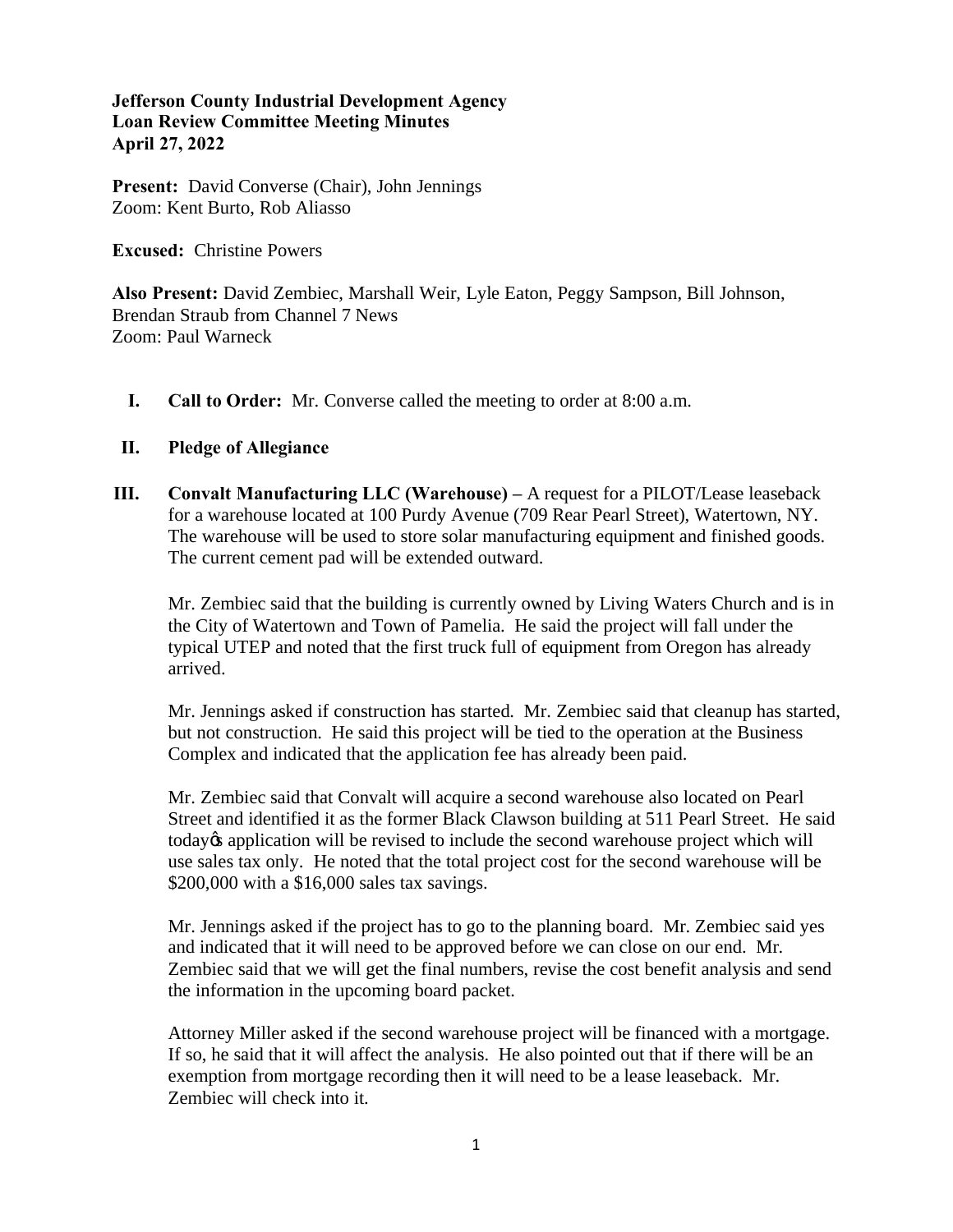**Jefferson County Industrial Development Agency**
**Loan Review Committee Meeting Minutes**
**April 27, 2022**

**Present:** David Converse (Chair), John Jennings
Zoom: Kent Burto, Rob Aliasso

**Excused:** Christine Powers

**Also Present:** David Zembiec, Marshall Weir, Lyle Eaton, Peggy Sampson, Bill Johnson, Brendan Straub from Channel 7 News
Zoom: Paul Warneck

**I. Call to Order:** Mr. Converse called the meeting to order at 8:00 a.m.

**II. Pledge of Allegiance**

**III. Convalt Manufacturing LLC (Warehouse) –** A request for a PILOT/Lease leaseback for a warehouse located at 100 Purdy Avenue (709 Rear Pearl Street), Watertown, NY. The warehouse will be used to store solar manufacturing equipment and finished goods. The current cement pad will be extended outward.

Mr. Zembiec said that the building is currently owned by Living Waters Church and is in the City of Watertown and Town of Pamelia. He said the project will fall under the typical UTEP and noted that the first truck full of equipment from Oregon has already arrived.

Mr. Jennings asked if construction has started. Mr. Zembiec said that cleanup has started, but not construction. He said this project will be tied to the operation at the Business Complex and indicated that the application fee has already been paid.

Mr. Zembiec said that Convalt will acquire a second warehouse also located on Pearl Street and identified it as the former Black Clawson building at 511 Pearl Street. He said todayǿs application will be revised to include the second warehouse project which will use sales tax only. He noted that the total project cost for the second warehouse will be $200,000 with a $16,000 sales tax savings.

Mr. Jennings asked if the project has to go to the planning board. Mr. Zembiec said yes and indicated that it will need to be approved before we can close on our end. Mr. Zembiec said that we will get the final numbers, revise the cost benefit analysis and send the information in the upcoming board packet.

Attorney Miller asked if the second warehouse project will be financed with a mortgage. If so, he said that it will affect the analysis. He also pointed out that if there will be an exemption from mortgage recording then it will need to be a lease leaseback. Mr. Zembiec will check into it.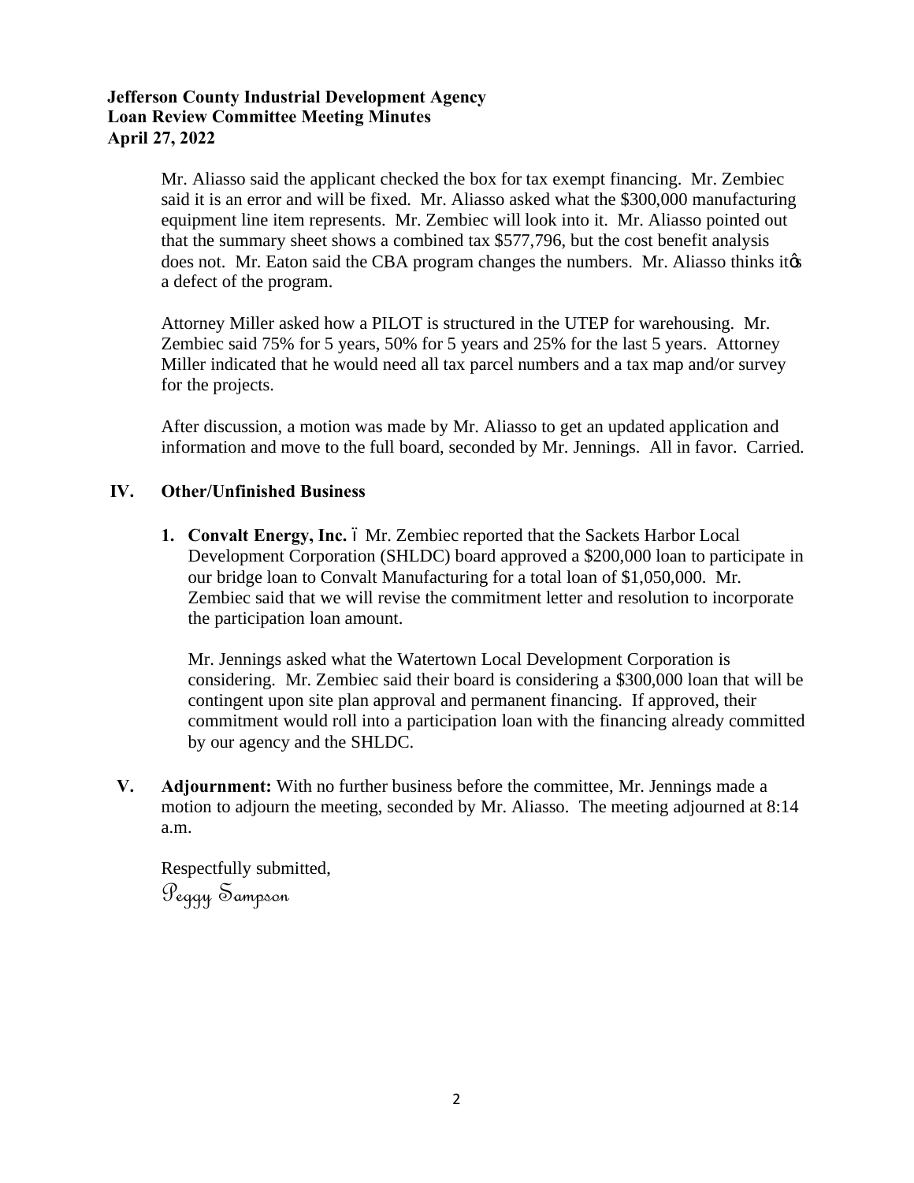**Jefferson County Industrial Development Agency**
**Loan Review Committee Meeting Minutes**
**April 27, 2022**

Mr. Aliasso said the applicant checked the box for tax exempt financing. Mr. Zembiec said it is an error and will be fixed. Mr. Aliasso asked what the $300,000 manufacturing equipment line item represents. Mr. Zembiec will look into it. Mr. Aliasso pointed out that the summary sheet shows a combined tax $577,796, but the cost benefit analysis does not. Mr. Eaton said the CBA program changes the numbers. Mr. Aliasso thinks it's a defect of the program.

Attorney Miller asked how a PILOT is structured in the UTEP for warehousing. Mr. Zembiec said 75% for 5 years, 50% for 5 years and 25% for the last 5 years. Attorney Miller indicated that he would need all tax parcel numbers and a tax map and/or survey for the projects.

After discussion, a motion was made by Mr. Aliasso to get an updated application and information and move to the full board, seconded by Mr. Jennings. All in favor. Carried.

## IV. Other/Unfinished Business

1. **Convalt Energy, Inc.** – Mr. Zembiec reported that the Sackets Harbor Local Development Corporation (SHLDC) board approved a $200,000 loan to participate in our bridge loan to Convalt Manufacturing for a total loan of $1,050,000. Mr. Zembiec said that we will revise the commitment letter and resolution to incorporate the participation loan amount.

   Mr. Jennings asked what the Watertown Local Development Corporation is considering. Mr. Zembiec said their board is considering a $300,000 loan that will be contingent upon site plan approval and permanent financing. If approved, their commitment would roll into a participation loan with the financing already committed by our agency and the SHLDC.

## V. Adjournment:

**Adjournment:** With no further business before the committee, Mr. Jennings made a motion to adjourn the meeting, seconded by Mr. Aliasso. The meeting adjourned at 8:14 a.m.

Respectfully submitted,
*Peggy Sampson*